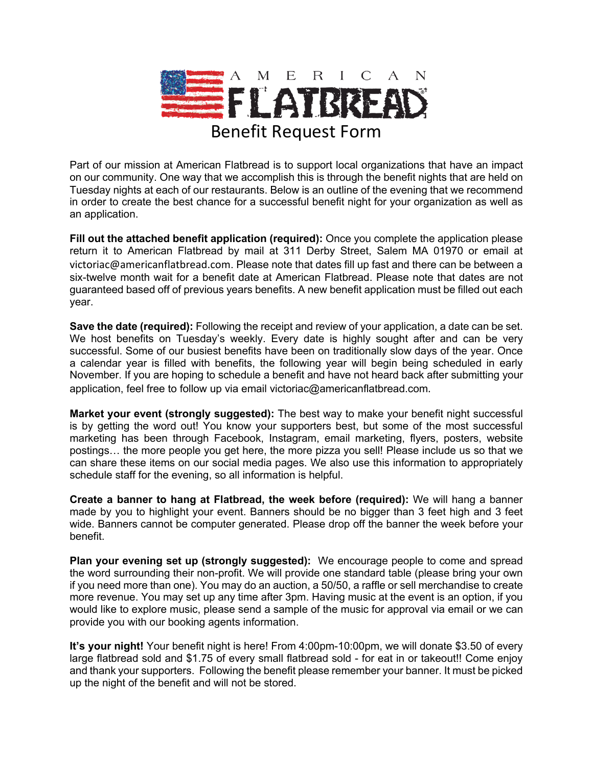# AMERICAN FLATBREAD

## Benefit Request Form

Part of our mission at American Flatbread is to support local organizations that have an impact on our community. One way that we accomplish this is through the benefit nights that are held on Tuesday nights at each of our restaurants. Below is an outline of the evening that we recommend in order to create the best chance for a successful benefit night for your organization as well as an application.

**Fill out the attached benefit application (required):** Once you complete the application please return it to American Flatbread by mail at 311 Derby Street, Salem MA 01970 or email at victoriac@americanflatbread.com. Please note that dates fill up fast and there can be between a six-twelve month wait for a benefit date at American Flatbread. Please note that dates are not guaranteed based off of previous years benefits. A new benefit application must be filled out each year.

**Save the date (required):** Following the receipt and review of your application, a date can be set. We host benefits on Tuesday's weekly. Every date is highly sought after and can be very successful. Some of our busiest benefits have been on traditionally slow days of the year. Once a calendar year is filled with benefits, the following year will begin being scheduled in early November. If you are hoping to schedule a benefit and have not heard back after submitting your application, feel free to follow up via email victoriac@americanflatbread.com.

**Market your event (strongly suggested):** The best way to make your benefit night successful is by getting the word out! You know your supporters best, but some of the most successful marketing has been through Facebook, Instagram, email marketing, flyers, posters, website postings… the more people you get here, the more pizza you sell! Please include us so that we can share these items on our social media pages. We also use this information to appropriately schedule staff for the evening, so all information is helpful.

**Create a banner to hang at Flatbread, the week before (required):** We will hang a banner made by you to highlight your event. Banners should be no bigger than 3 feet high and 3 feet wide. Banners cannot be computer generated. Please drop off the banner the week before your benefit.

**Plan your evening set up (strongly suggested):** We encourage people to come and spread the word surrounding their non-profit. We will provide one standard table (please bring your own if you need more than one). You may do an auction, a 50/50, a raffle or sell merchandise to create more revenue. You may set up any time after 3pm. Having music at the event is an option, if you would like to explore music, please send a sample of the music for approval via email or we can provide you with our booking agents information.

**It's your night!** Your benefit night is here! From 4:00pm-10:00pm, we will donate $3.50 of every large flatbread sold and $1.75 of every small flatbread sold - for eat in or takeout!! Come enjoy and thank your supporters. Following the benefit please remember your banner. It must be picked up the night of the benefit and will not be stored.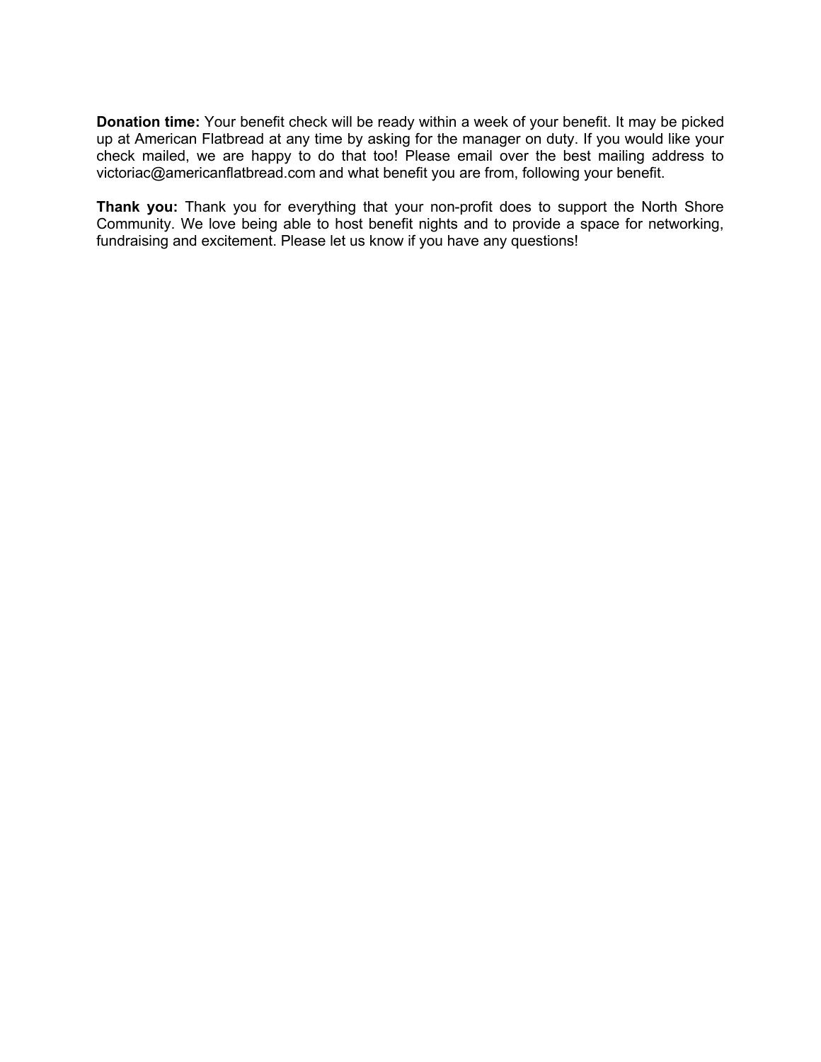**Donation time:** Your benefit check will be ready within a week of your benefit. It may be picked up at American Flatbread at any time by asking for the manager on duty. If you would like your check mailed, we are happy to do that too! Please email over the best mailing address to victoriac@americanflatbread.com and what benefit you are from, following your benefit.

**Thank you:** Thank you for everything that your non-profit does to support the North Shore Community. We love being able to host benefit nights and to provide a space for networking, fundraising and excitement. Please let us know if you have any questions!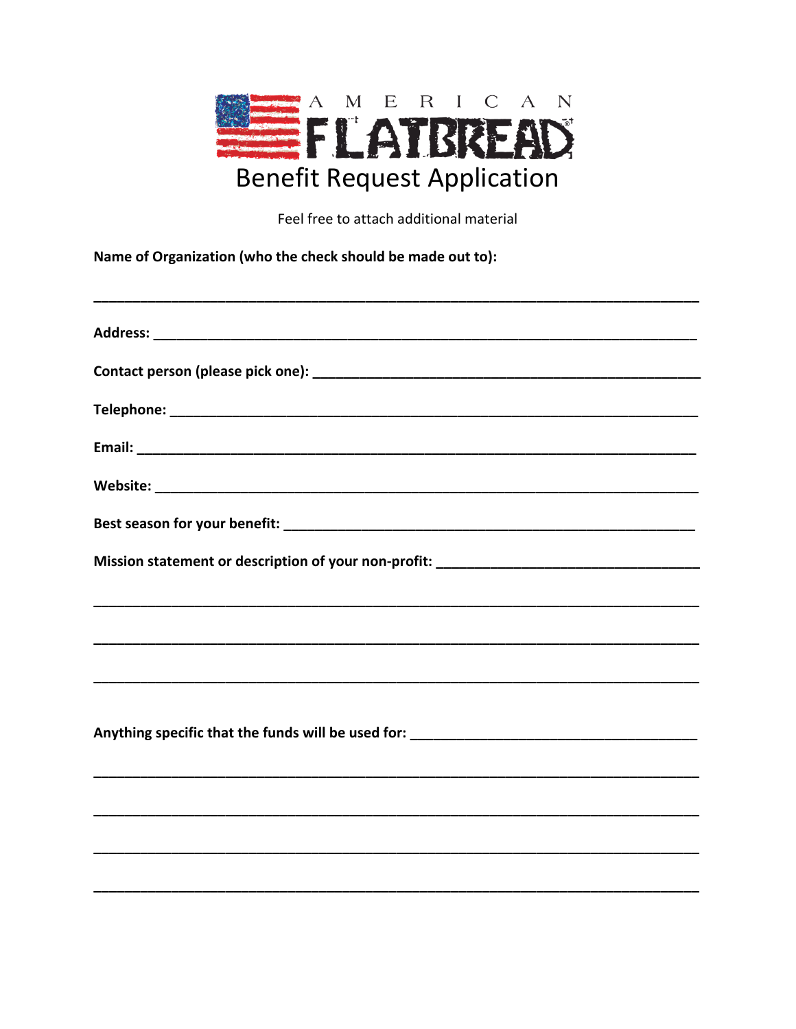AMERICAN FLATBREAD

# Benefit Request Application

Feel free to attach additional material

**Name of Organization (who the check should be made out to):**

___________________________________________________________________________

**Address:** ______________________________________________________________

**Contact person (please pick one):** ____________________________________________

**Telephone:** ____________________________________________________________

**Email:** _______________________________________________________________

**Website:** ______________________________________________________________

**Best season for your benefit:** ___________________________________________

**Mission statement or description of your non-profit:** ____________________________

___________________________________________________________________________

___________________________________________________________________________

___________________________________________________________________________

**Anything specific that the funds will be used for:** _______________________________

___________________________________________________________________________

___________________________________________________________________________

___________________________________________________________________________

___________________________________________________________________________